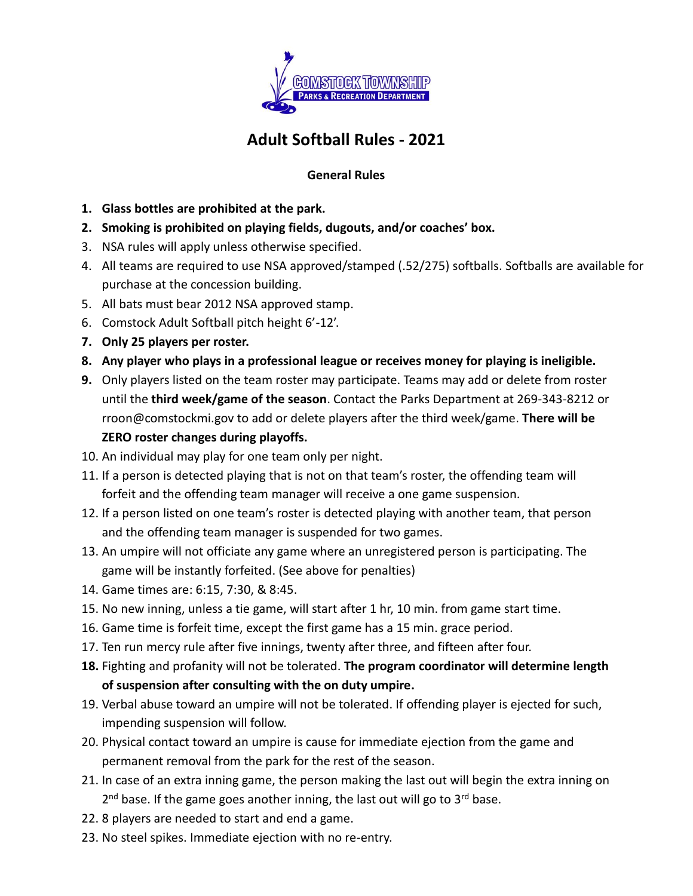# Adult Softball Rules - 2021

## General Rules

1. **Glass bottles are prohibited at the park.**
2. **Smoking is prohibited on playing fields, dugouts, and/or coaches' box.**
3. NSA rules will apply unless otherwise specified.
4. All teams are required to use NSA approved/stamped (.52/275) softballs. Softballs are available for purchase at the concession building.
5. All bats must bear 2012 NSA approved stamp.
6. Comstock Adult Softball pitch height 6'-12'.
7. **Only 25 players per roster.**
8. **Any player who plays in a professional league or receives money for playing is ineligible.**
9. Only players listed on the team roster may participate. Teams may add or delete from roster until the **third week/game of the season**. Contact the Parks Department at 269-343-8212 or rroon@comstockmi.gov to add or delete players after the third week/game. **There will be ZERO roster changes during playoffs.**
10. An individual may play for one team only per night.
11. If a person is detected playing that is not on that team's roster, the offending team will forfeit and the offending team manager will receive a one game suspension.
12. If a person listed on one team's roster is detected playing with another team, that person and the offending team manager is suspended for two games.
13. An umpire will not officiate any game where an unregistered person is participating. The game will be instantly forfeited. (See above for penalties)
14. Game times are: 6:15, 7:30, & 8:45.
15. No new inning, unless a tie game, will start after 1 hr, 10 min. from game start time.
16. Game time is forfeit time, except the first game has a 15 min. grace period.
17. Ten run mercy rule after five innings, twenty after three, and fifteen after four.
18. Fighting and profanity will not be tolerated. **The program coordinator will determine length of suspension after consulting with the on duty umpire.**
19. Verbal abuse toward an umpire will not be tolerated. If offending player is ejected for such, impending suspension will follow.
20. Physical contact toward an umpire is cause for immediate ejection from the game and permanent removal from the park for the rest of the season.
21. In case of an extra inning game, the person making the last out will begin the extra inning on 2nd base. If the game goes another inning, the last out will go to 3rd base.
22. 8 players are needed to start and end a game.
23. No steel spikes. Immediate ejection with no re-entry.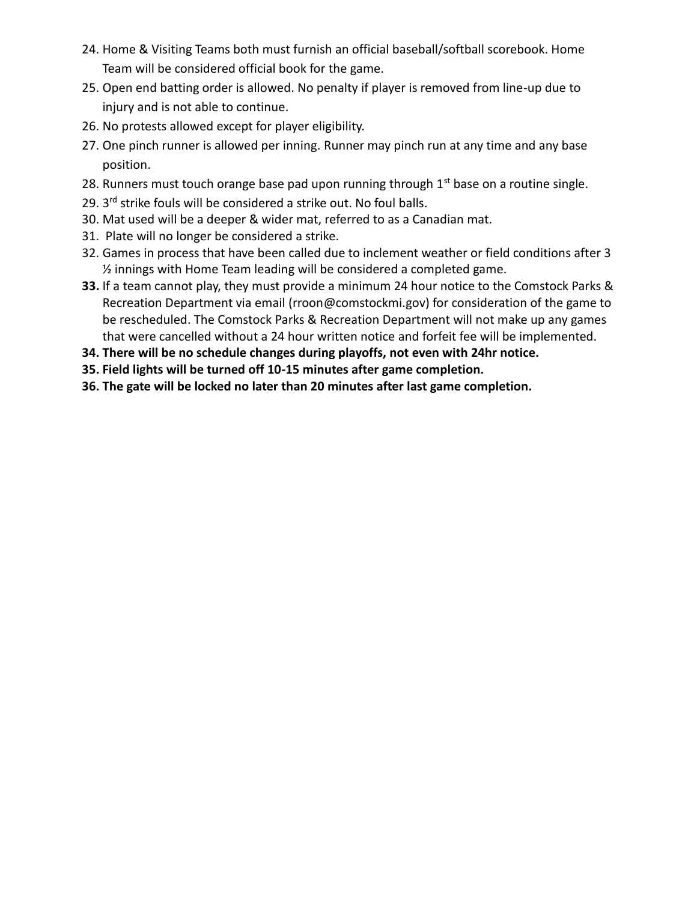24. Home & Visiting Teams both must furnish an official baseball/softball scorebook. Home Team will be considered official book for the game.
25. Open end batting order is allowed. No penalty if player is removed from line-up due to injury and is not able to continue.
26. No protests allowed except for player eligibility.
27. One pinch runner is allowed per inning. Runner may pinch run at any time and any base position.
28. Runners must touch orange base pad upon running through 1st base on a routine single.
29. 3rd strike fouls will be considered a strike out. No foul balls.
30. Mat used will be a deeper & wider mat, referred to as a Canadian mat.
31. Plate will no longer be considered a strike.
32. Games in process that have been called due to inclement weather or field conditions after 3 ½ innings with Home Team leading will be considered a completed game.
33. If a team cannot play, they must provide a minimum 24 hour notice to the Comstock Parks & Recreation Department via email (rroon@comstockmi.gov) for consideration of the game to be rescheduled. The Comstock Parks & Recreation Department will not make up any games that were cancelled without a 24 hour written notice and forfeit fee will be implemented.
34. **There will be no schedule changes during playoffs, not even with 24hr notice.**
35. **Field lights will be turned off 10-15 minutes after game completion.**
36. **The gate will be locked no later than 20 minutes after last game completion.**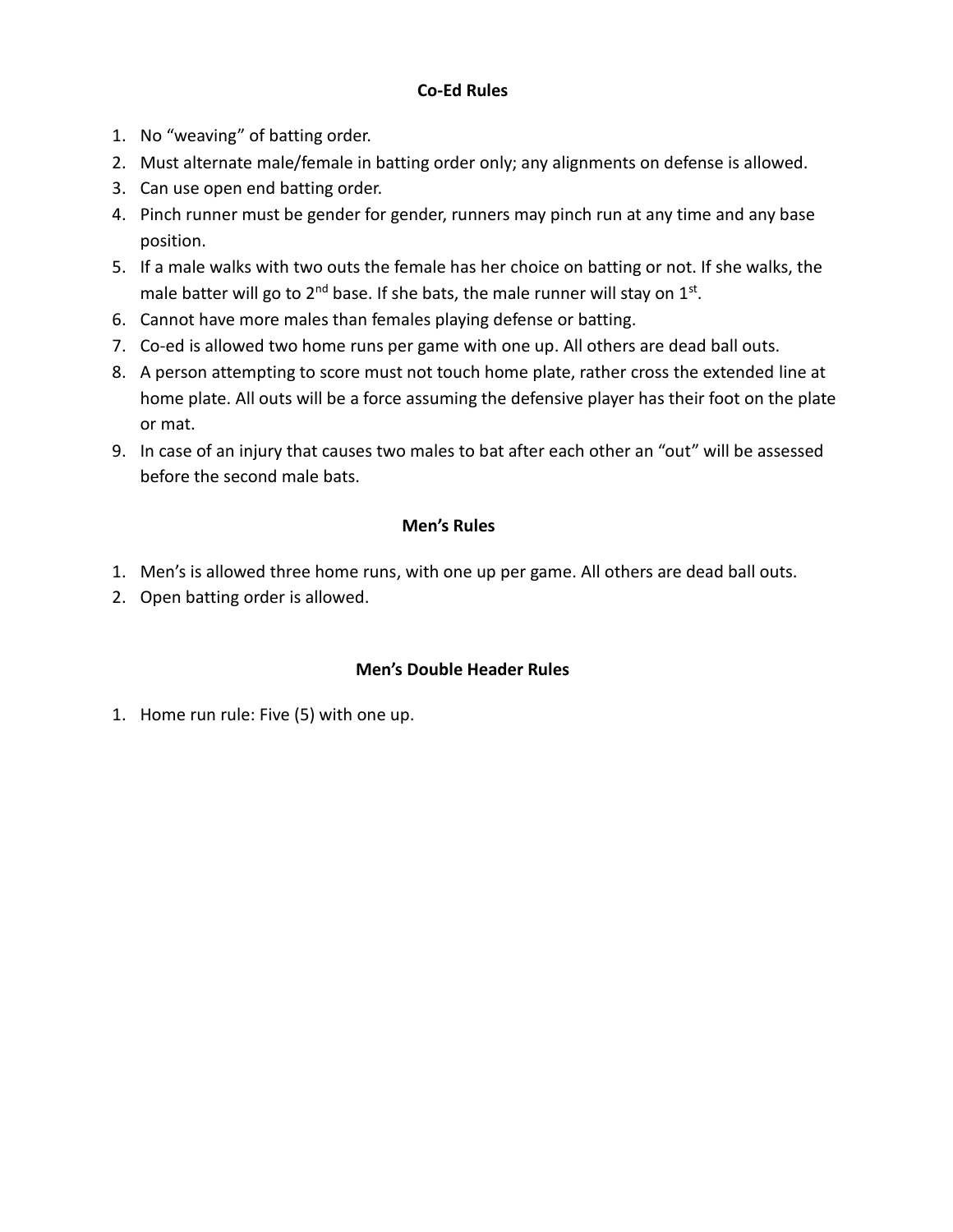## Co-Ed Rules

1. No “weaving” of batting order.
2. Must alternate male/female in batting order only; any alignments on defense is allowed.
3. Can use open end batting order.
4. Pinch runner must be gender for gender, runners may pinch run at any time and any base position.
5. If a male walks with two outs the female has her choice on batting or not. If she walks, the male batter will go to 2nd base. If she bats, the male runner will stay on 1st.
6. Cannot have more males than females playing defense or batting.
7. Co-ed is allowed two home runs per game with one up. All others are dead ball outs.
8. A person attempting to score must not touch home plate, rather cross the extended line at home plate. All outs will be a force assuming the defensive player has their foot on the plate or mat.
9. In case of an injury that causes two males to bat after each other an “out” will be assessed before the second male bats.

## Men’s Rules

1. Men’s is allowed three home runs, with one up per game. All others are dead ball outs.
2. Open batting order is allowed.

## Men’s Double Header Rules

1. Home run rule: Five (5) with one up.